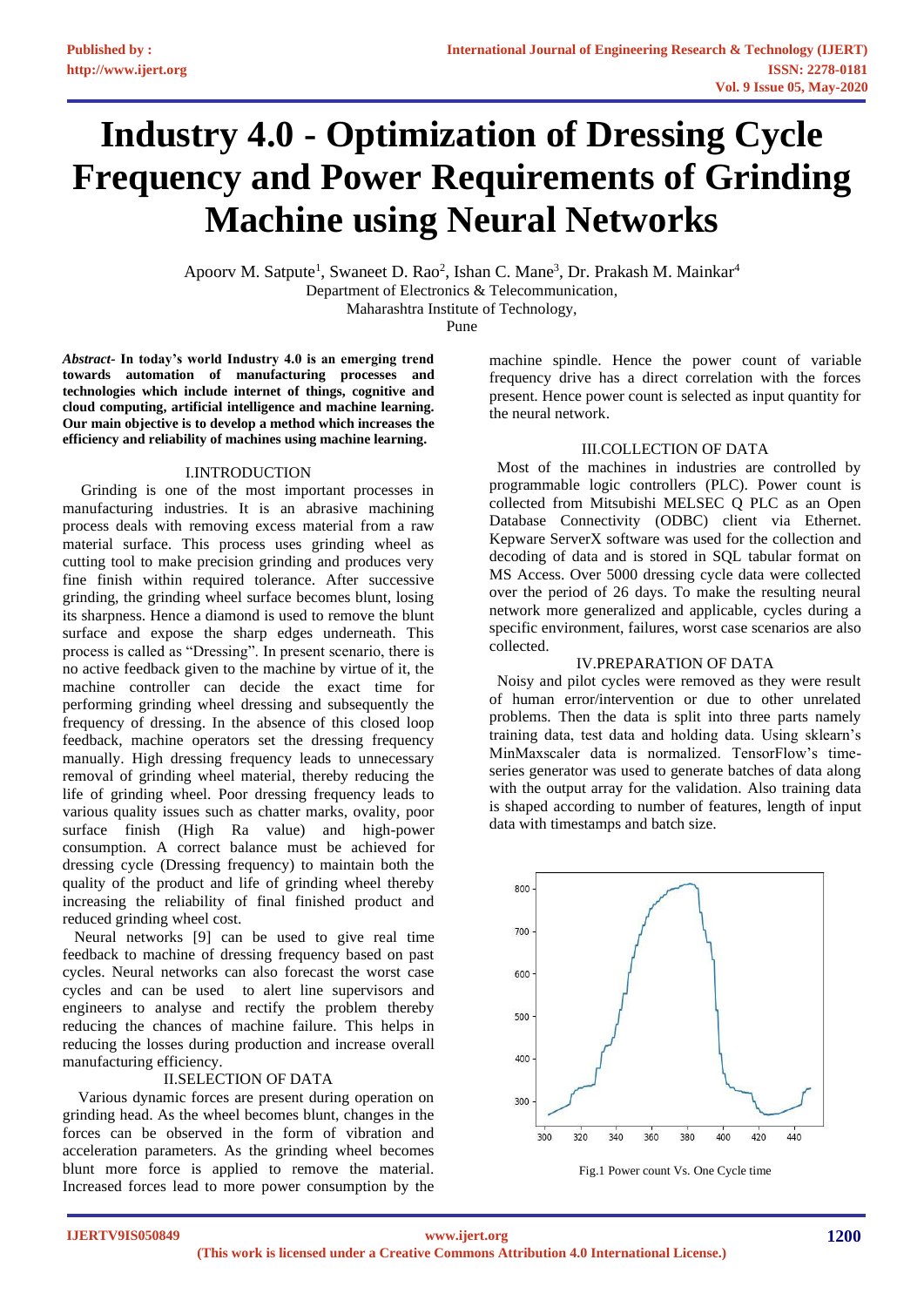# Industry 4.0 - Optimization of Dressing Cycle Frequency and Power Requirements of Grinding Machine using Neural Networks

Apoorv M. Satpute[1], Swaneet D. Rao[2], Ishan C. Mane[3], Dr. Prakash M. Mainkar[4]
Department of Electronics & Telecommunication,
Maharashtra Institute of Technology,
Pune

***Abstract-*** **In today's world Industry 4.0 is an emerging trend towards automation of manufacturing processes and technologies which include internet of things, cognitive and cloud computing, artificial intelligence and machine learning. Our main objective is to develop a method which increases the efficiency and reliability of machines using machine learning.**

## I.INTRODUCTION

Grinding is one of the most important processes in manufacturing industries. It is an abrasive machining process deals with removing excess material from a raw material surface. This process uses grinding wheel as cutting tool to make precision grinding and produces very fine finish within required tolerance. After successive grinding, the grinding wheel surface becomes blunt, losing its sharpness. Hence a diamond is used to remove the blunt surface and expose the sharp edges underneath. This process is called as "Dressing". In present scenario, there is no active feedback given to the machine by virtue of it, the machine controller can decide the exact time for performing grinding wheel dressing and subsequently the frequency of dressing. In the absence of this closed loop feedback, machine operators set the dressing frequency manually. High dressing frequency leads to unnecessary removal of grinding wheel material, thereby reducing the life of grinding wheel. Poor dressing frequency leads to various quality issues such as chatter marks, ovality, poor surface finish (High Ra value) and high-power consumption. A correct balance must be achieved for dressing cycle (Dressing frequency) to maintain both the quality of the product and life of grinding wheel thereby increasing the reliability of final finished product and reduced grinding wheel cost.

Neural networks [9] can be used to give real time feedback to machine of dressing frequency based on past cycles. Neural networks can also forecast the worst case cycles and can be used to alert line supervisors and engineers to analyse and rectify the problem thereby reducing the chances of machine failure. This helps in reducing the losses during production and increase overall manufacturing efficiency.

## II.SELECTION OF DATA

Various dynamic forces are present during operation on grinding head. As the wheel becomes blunt, changes in the forces can be observed in the form of vibration and acceleration parameters. As the grinding wheel becomes blunt more force is applied to remove the material. Increased forces lead to more power consumption by the machine spindle. Hence the power count of variable frequency drive has a direct correlation with the forces present. Hence power count is selected as input quantity for the neural network.

## III.COLLECTION OF DATA

Most of the machines in industries are controlled by programmable logic controllers (PLC). Power count is collected from Mitsubishi MELSEC Q PLC as an Open Database Connectivity (ODBC) client via Ethernet. Kepware ServerX software was used for the collection and decoding of data and is stored in SQL tabular format on MS Access. Over 5000 dressing cycle data were collected over the period of 26 days. To make the resulting neural network more generalized and applicable, cycles during a specific environment, failures, worst case scenarios are also collected.

## IV.PREPARATION OF DATA

Noisy and pilot cycles were removed as they were result of human error/intervention or due to other unrelated problems. Then the data is split into three parts namely training data, test data and holding data. Using sklearn's MinMaxscaler data is normalized. TensorFlow's time-series generator was used to generate batches of data along with the output array for the validation. Also training data is shaped according to number of features, length of input data with timestamps and batch size.

Fig.1 Power count Vs. One Cycle time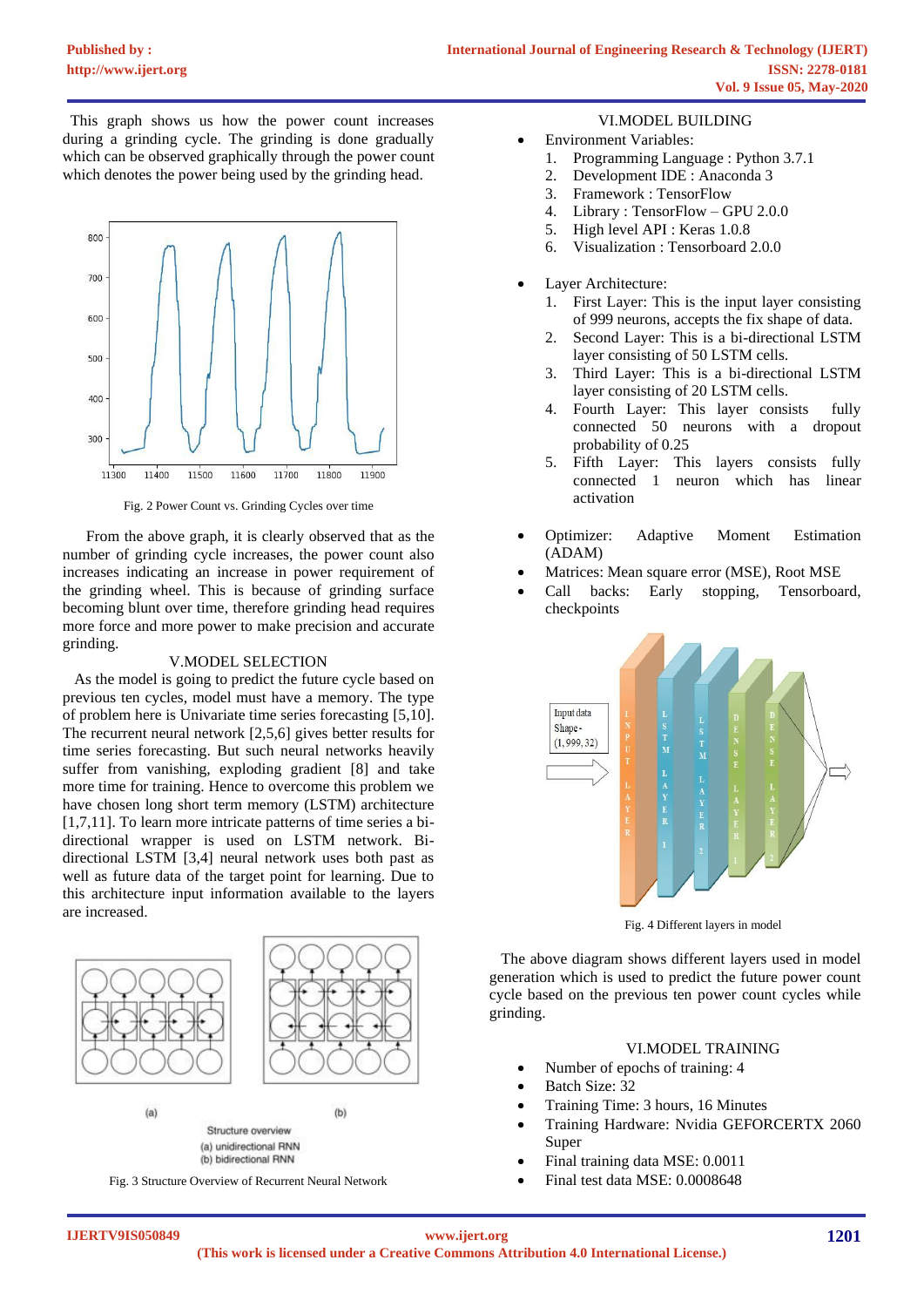This graph shows us how the power count increases during a grinding cycle. The grinding is done gradually which can be observed graphically through the power count which denotes the power being used by the grinding head.

Fig. 2 Power Count vs. Grinding Cycles over time

From the above graph, it is clearly observed that as the number of grinding cycle increases, the power count also increases indicating an increase in power requirement of the grinding wheel. This is because of grinding surface becoming blunt over time, therefore grinding head requires more force and more power to make precision and accurate grinding.

## V.MODEL SELECTION

As the model is going to predict the future cycle based on previous ten cycles, model must have a memory. The type of problem here is Univariate time series forecasting [5,10]. The recurrent neural network [2,5,6] gives better results for time series forecasting. But such neural networks heavily suffer from vanishing, exploding gradient [8] and take more time for training. Hence to overcome this problem we have chosen long short term memory (LSTM) architecture [1,7,11]. To learn more intricate patterns of time series a bi-directional wrapper is used on LSTM network. Bi-directional LSTM [3,4] neural network uses both past as well as future data of the target point for learning. Due to this architecture input information available to the layers are increased.

Structure overview
(a) unidirectional RNN
(b) bidirectional RNN

Fig. 3 Structure Overview of Recurrent Neural Network

## VI.MODEL BUILDING

- Environment Variables:
  1. Programming Language : Python 3.7.1
  2. Development IDE : Anaconda 3
  3. Framework : TensorFlow
  4. Library : TensorFlow – GPU 2.0.0
  5. High level API : Keras 1.0.8
  6. Visualization : Tensorboard 2.0.0

- Layer Architecture:
  1. First Layer: This is the input layer consisting of 999 neurons, accepts the fix shape of data.
  2. Second Layer: This is a bi-directional LSTM layer consisting of 50 LSTM cells.
  3. Third Layer: This is a bi-directional LSTM layer consisting of 20 LSTM cells.
  4. Fourth Layer: This layer consists fully connected 50 neurons with a dropout probability of 0.25
  5. Fifth Layer: This layers consists fully connected 1 neuron which has linear activation

- Optimizer: Adaptive Moment Estimation (ADAM)
- Matrices: Mean square error (MSE), Root MSE
- Call backs: Early stopping, Tensorboard, checkpoints

Fig. 4 Different layers in model

The above diagram shows different layers used in model generation which is used to predict the future power count cycle based on the previous ten power count cycles while grinding.

## VI.MODEL TRAINING

- Number of epochs of training: 4
- Batch Size: 32
- Training Time: 3 hours, 16 Minutes
- Training Hardware: Nvidia GEFORCERTX 2060 Super
- Final training data MSE: 0.0011
- Final test data MSE: 0.0008648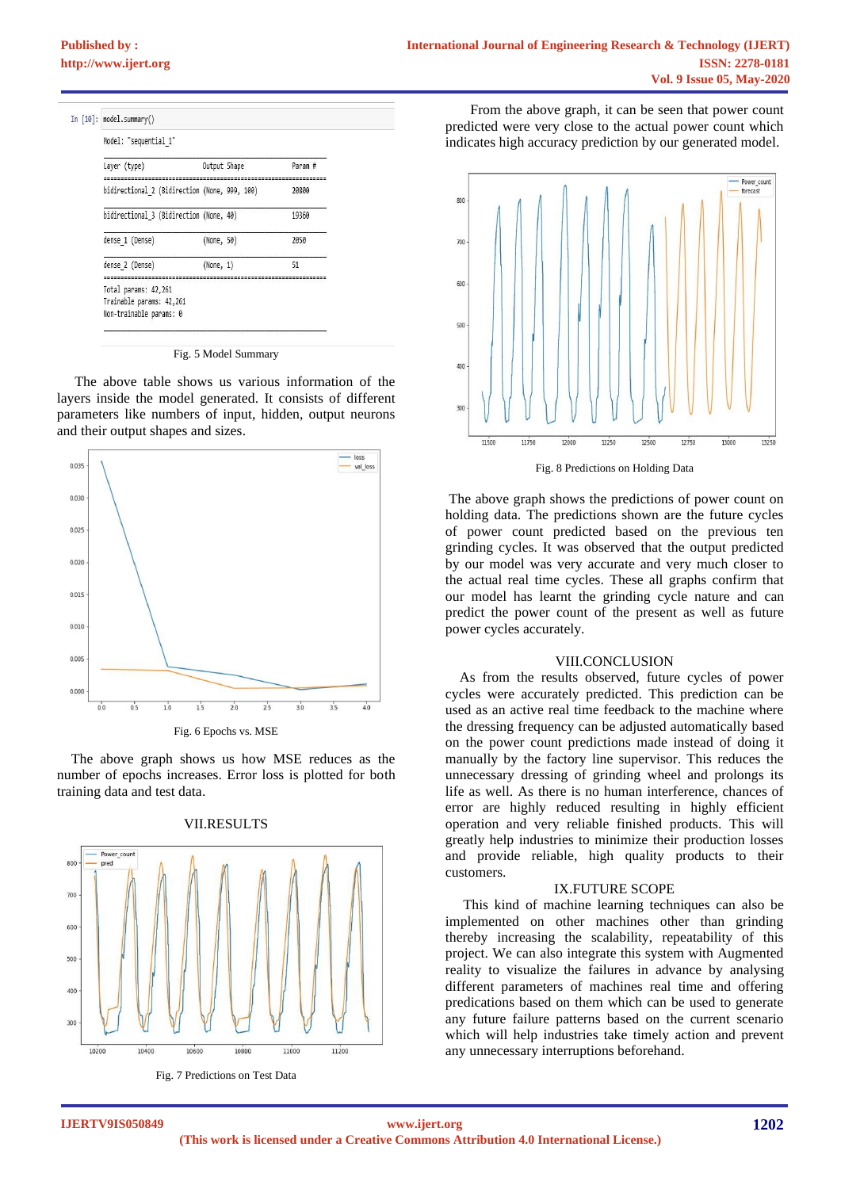```
In [10]: model.summary()

Model: "sequential_1"
_________________________________________________________________
Layer (type)                 Output Shape              Param #
=================================================================
bidirectional_2 (Bidirection (None, 999, 100)          20800
_________________________________________________________________
bidirectional_3 (Bidirection (None, 40)                19360
_________________________________________________________________
dense_1 (Dense)              (None, 50)                2050
_________________________________________________________________
dense_2 (Dense)              (None, 1)                 51
=================================================================
Total params: 42,261
Trainable params: 42,261
Non-trainable params: 0
_________________________________________________________________
```

Fig. 5 Model Summary

The above table shows us various information of the layers inside the model generated. It consists of different parameters like numbers of input, hidden, output neurons and their output shapes and sizes.

Fig. 6 Epochs vs. MSE

The above graph shows us how MSE reduces as the number of epochs increases. Error loss is plotted for both training data and test data.

## VII.RESULTS

Fig. 7 Predictions on Test Data

From the above graph, it can be seen that power count predicted were very close to the actual power count which indicates high accuracy prediction by our generated model.

Fig. 8 Predictions on Holding Data

The above graph shows the predictions of power count on holding data. The predictions shown are the future cycles of power count predicted based on the previous ten grinding cycles. It was observed that the output predicted by our model was very accurate and very much closer to the actual real time cycles. These all graphs confirm that our model has learnt the grinding cycle nature and can predict the power count of the present as well as future power cycles accurately.

## VIII.CONCLUSION

As from the results observed, future cycles of power cycles were accurately predicted. This prediction can be used as an active real time feedback to the machine where the dressing frequency can be adjusted automatically based on the power count predictions made instead of doing it manually by the factory line supervisor. This reduces the unnecessary dressing of grinding wheel and prolongs its life as well. As there is no human interference, chances of error are highly reduced resulting in highly efficient operation and very reliable finished products. This will greatly help industries to minimize their production losses and provide reliable, high quality products to their customers.

## IX.FUTURE SCOPE

This kind of machine learning techniques can also be implemented on other machines other than grinding thereby increasing the scalability, repeatability of this project. We can also integrate this system with Augmented reality to visualize the failures in advance by analysing different parameters of machines real time and offering predications based on them which can be used to generate any future failure patterns based on the current scenario which will help industries take timely action and prevent any unnecessary interruptions beforehand.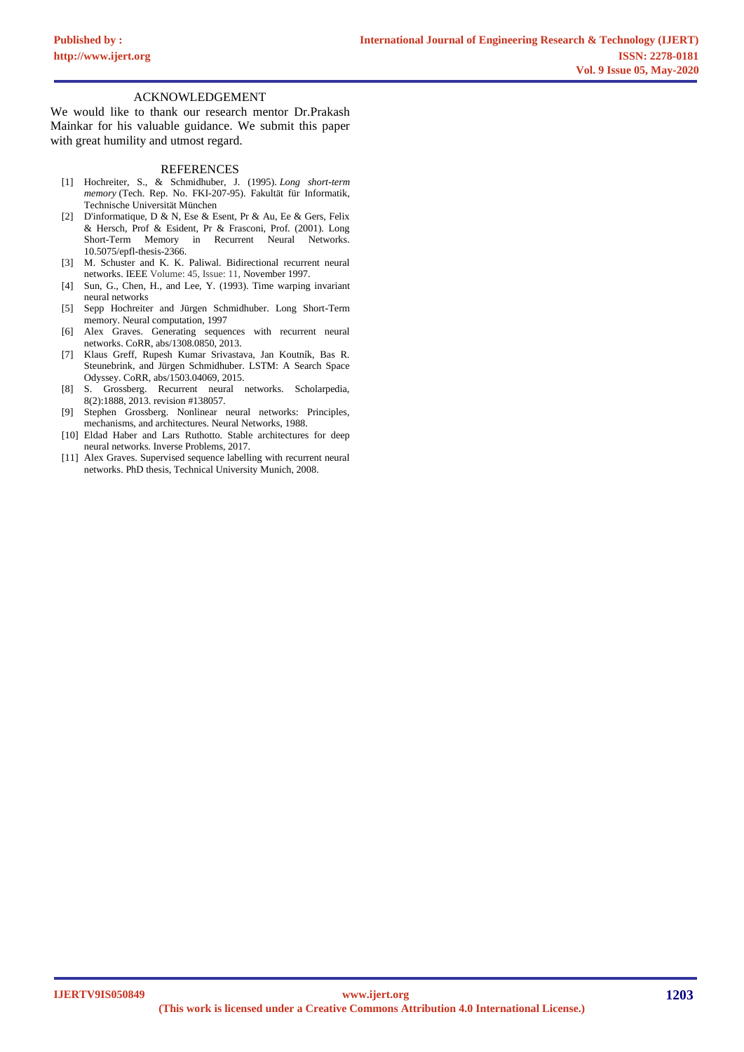## ACKNOWLEDGEMENT

We would like to thank our research mentor Dr.Prakash Mainkar for his valuable guidance. We submit this paper with great humility and utmost regard.

## REFERENCES

[1] Hochreiter, S., & Schmidhuber, J. (1995). *Long short-term memory* (Tech. Rep. No. FKI-207-95). Fakultät für Informatik, Technische Universität München

[2] D'informatique, D & N, Ese & Esent, Pr & Au, Ee & Gers, Felix & Hersch, Prof & Esident, Pr & Frasconi, Prof. (2001). Long Short-Term Memory in Recurrent Neural Networks. 10.5075/epfl-thesis-2366.

[3] M. Schuster and K. K. Paliwal. Bidirectional recurrent neural networks. IEEE Volume: 45, Issue: 11, November 1997.

[4] Sun, G., Chen, H., and Lee, Y. (1993). Time warping invariant neural networks

[5] Sepp Hochreiter and Jürgen Schmidhuber. Long Short-Term memory. Neural computation, 1997

[6] Alex Graves. Generating sequences with recurrent neural networks. CoRR, abs/1308.0850, 2013.

[7] Klaus Greff, Rupesh Kumar Srivastava, Jan Koutník, Bas R. Steunebrink, and Jürgen Schmidhuber. LSTM: A Search Space Odyssey. CoRR, abs/1503.04069, 2015.

[8] S. Grossberg. Recurrent neural networks. Scholarpedia, 8(2):1888, 2013. revision #138057.

[9] Stephen Grossberg. Nonlinear neural networks: Principles, mechanisms, and architectures. Neural Networks, 1988.

[10] Eldad Haber and Lars Ruthotto. Stable architectures for deep neural networks. Inverse Problems, 2017.

[11] Alex Graves. Supervised sequence labelling with recurrent neural networks. PhD thesis, Technical University Munich, 2008.